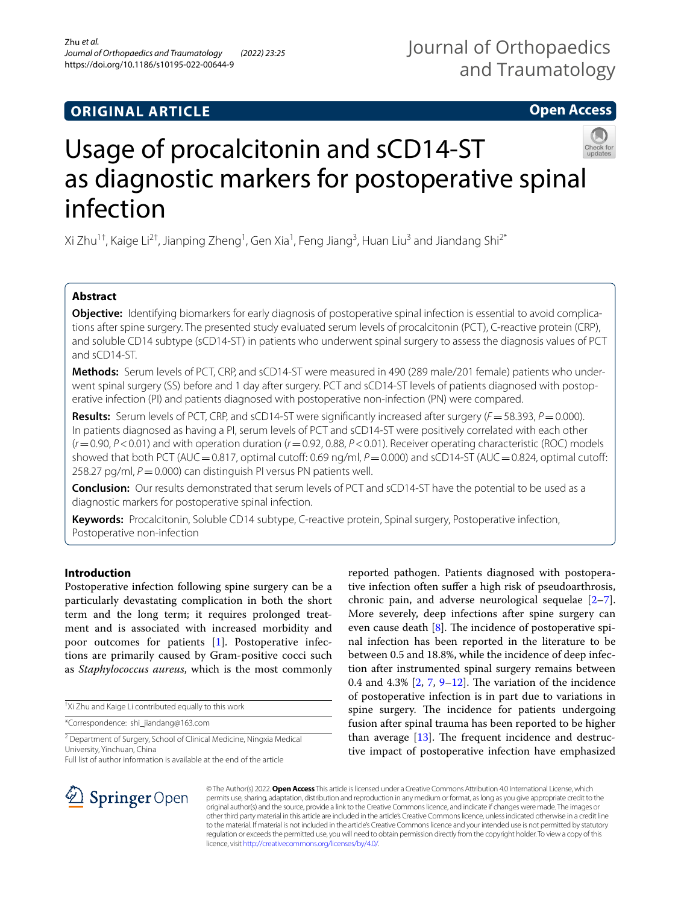ORIGINAL ARTICLE

Open Access

# Usage of procalcitonin and sCD14-ST as diagnostic markers for postoperative spinal infection

Xi Zhu[1†], Kaige Li[2†], Jianping Zheng[1], Gen Xia[1], Feng Jiang[3], Huan Liu[3] and Jiandang Shi[2*]

## Abstract

**Objective:** Identifying biomarkers for early diagnosis of postoperative spinal infection is essential to avoid complications after spine surgery. The presented study evaluated serum levels of procalcitonin (PCT), C-reactive protein (CRP), and soluble CD14 subtype (sCD14-ST) in patients who underwent spinal surgery to assess the diagnosis values of PCT and sCD14-ST.

**Methods:** Serum levels of PCT, CRP, and sCD14-ST were measured in 490 (289 male/201 female) patients who underwent spinal surgery (SS) before and 1 day after surgery. PCT and sCD14-ST levels of patients diagnosed with postoperative infection (PI) and patients diagnosed with postoperative non-infection (PN) were compared.

**Results:** Serum levels of PCT, CRP, and sCD14-ST were significantly increased after surgery ($F=58.393$, $P=0.000$). In patients diagnosed as having a PI, serum levels of PCT and sCD14-ST were positively correlated with each other ($r=0.90$, $P<0.01$) and with operation duration ($r=0.92, 0.88$, $P<0.01$). Receiver operating characteristic (ROC) models showed that both PCT (AUC = 0.817, optimal cutoff: 0.69 ng/ml, $P=0.000$) and sCD14-ST (AUC = 0.824, optimal cutoff: 258.27 pg/ml, $P=0.000$) can distinguish PI versus PN patients well.

**Conclusion:** Our results demonstrated that serum levels of PCT and sCD14-ST have the potential to be used as a diagnostic markers for postoperative spinal infection.

**Keywords:** Procalcitonin, Soluble CD14 subtype, C-reactive protein, Spinal surgery, Postoperative infection, Postoperative non-infection

## Introduction

Postoperative infection following spine surgery can be a particularly devastating complication in both the short term and the long term; it requires prolonged treatment and is associated with increased morbidity and poor outcomes for patients [1]. Postoperative infections are primarily caused by Gram-positive cocci such as *Staphylococcus aureus*, which is the most commonly reported pathogen. Patients diagnosed with postoperative infection often suffer a high risk of pseudoarthrosis, chronic pain, and adverse neurological sequelae [2–7]. More severely, deep infections after spine surgery can even cause death [8]. The incidence of postoperative spinal infection has been reported in the literature to be between 0.5 and 18.8%, while the incidence of deep infection after instrumented spinal surgery remains between 0.4 and 4.3% [2, 7, 9–12]. The variation of the incidence of postoperative infection is in part due to variations in spine surgery. The incidence for patients undergoing fusion after spinal trauma has been reported to be higher than average [13]. The frequent incidence and destructive impact of postoperative infection have emphasized

†Xi Zhu and Kaige Li contributed equally to this work

*Correspondence: shi_jiandang@163.com

[2] Department of Surgery, School of Clinical Medicine, Ningxia Medical University, Yinchuan, China

Full list of author information is available at the end of the article

© The Author(s) 2022. **Open Access** This article is licensed under a Creative Commons Attribution 4.0 International License, which permits use, sharing, adaptation, distribution and reproduction in any medium or format, as long as you give appropriate credit to the original author(s) and the source, provide a link to the Creative Commons licence, and indicate if changes were made. The images or other third party material in this article are included in the article's Creative Commons licence, unless indicated otherwise in a credit line to the material. If material is not included in the article's Creative Commons licence and your intended use is not permitted by statutory regulation or exceeds the permitted use, you will need to obtain permission directly from the copyright holder. To view a copy of this licence, visit http://creativecommons.org/licenses/by/4.0/.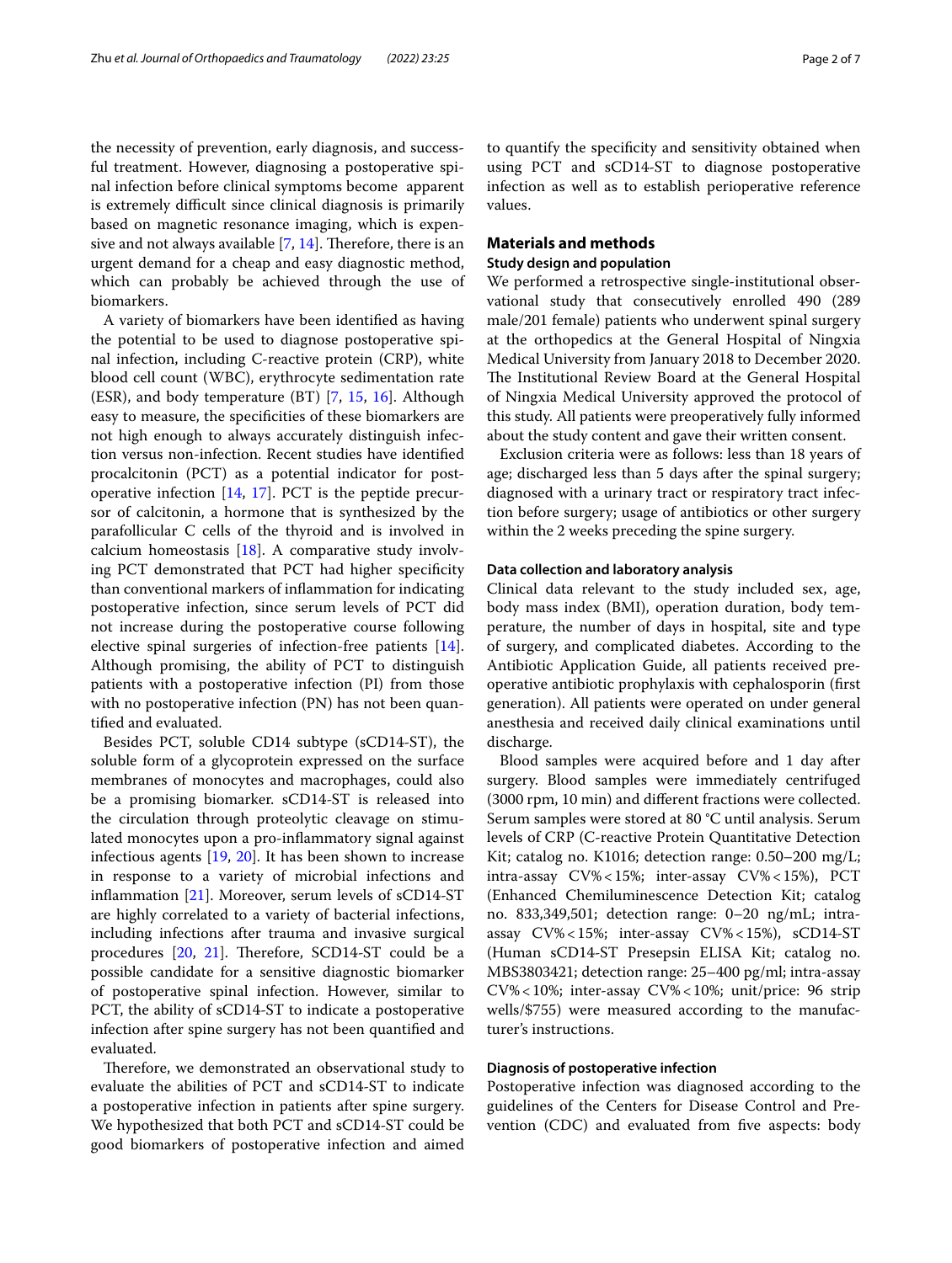the necessity of prevention, early diagnosis, and successful treatment. However, diagnosing a postoperative spinal infection before clinical symptoms become apparent is extremely difficult since clinical diagnosis is primarily based on magnetic resonance imaging, which is expensive and not always available [7, 14]. Therefore, there is an urgent demand for a cheap and easy diagnostic method, which can probably be achieved through the use of biomarkers.

A variety of biomarkers have been identified as having the potential to be used to diagnose postoperative spinal infection, including C-reactive protein (CRP), white blood cell count (WBC), erythrocyte sedimentation rate (ESR), and body temperature (BT) [7, 15, 16]. Although easy to measure, the specificities of these biomarkers are not high enough to always accurately distinguish infection versus non-infection. Recent studies have identified procalcitonin (PCT) as a potential indicator for postoperative infection [14, 17]. PCT is the peptide precursor of calcitonin, a hormone that is synthesized by the parafollicular C cells of the thyroid and is involved in calcium homeostasis [18]. A comparative study involving PCT demonstrated that PCT had higher specificity than conventional markers of inflammation for indicating postoperative infection, since serum levels of PCT did not increase during the postoperative course following elective spinal surgeries of infection-free patients [14]. Although promising, the ability of PCT to distinguish patients with a postoperative infection (PI) from those with no postoperative infection (PN) has not been quantified and evaluated.

Besides PCT, soluble CD14 subtype (sCD14-ST), the soluble form of a glycoprotein expressed on the surface membranes of monocytes and macrophages, could also be a promising biomarker. sCD14-ST is released into the circulation through proteolytic cleavage on stimulated monocytes upon a pro-inflammatory signal against infectious agents [19, 20]. It has been shown to increase in response to a variety of microbial infections and inflammation [21]. Moreover, serum levels of sCD14-ST are highly correlated to a variety of bacterial infections, including infections after trauma and invasive surgical procedures [20, 21]. Therefore, SCD14-ST could be a possible candidate for a sensitive diagnostic biomarker of postoperative spinal infection. However, similar to PCT, the ability of sCD14-ST to indicate a postoperative infection after spine surgery has not been quantified and evaluated.

Therefore, we demonstrated an observational study to evaluate the abilities of PCT and sCD14-ST to indicate a postoperative infection in patients after spine surgery. We hypothesized that both PCT and sCD14-ST could be good biomarkers of postoperative infection and aimed to quantify the specificity and sensitivity obtained when using PCT and sCD14-ST to diagnose postoperative infection as well as to establish perioperative reference values.

## Materials and methods

### Study design and population

We performed a retrospective single-institutional observational study that consecutively enrolled 490 (289 male/201 female) patients who underwent spinal surgery at the orthopedics at the General Hospital of Ningxia Medical University from January 2018 to December 2020. The Institutional Review Board at the General Hospital of Ningxia Medical University approved the protocol of this study. All patients were preoperatively fully informed about the study content and gave their written consent.

Exclusion criteria were as follows: less than 18 years of age; discharged less than 5 days after the spinal surgery; diagnosed with a urinary tract or respiratory tract infection before surgery; usage of antibiotics or other surgery within the 2 weeks preceding the spine surgery.

### Data collection and laboratory analysis

Clinical data relevant to the study included sex, age, body mass index (BMI), operation duration, body temperature, the number of days in hospital, site and type of surgery, and complicated diabetes. According to the Antibiotic Application Guide, all patients received preoperative antibiotic prophylaxis with cephalosporin (first generation). All patients were operated on under general anesthesia and received daily clinical examinations until discharge.

Blood samples were acquired before and 1 day after surgery. Blood samples were immediately centrifuged (3000 rpm, 10 min) and different fractions were collected. Serum samples were stored at 80 °C until analysis. Serum levels of CRP (C-reactive Protein Quantitative Detection Kit; catalog no. K1016; detection range: 0.50–200 mg/L; intra-assay CV% < 15%; inter-assay CV% < 15%), PCT (Enhanced Chemiluminescence Detection Kit; catalog no. 833,349,501; detection range: 0–20 ng/mL; intra-assay CV% < 15%; inter-assay CV% < 15%), sCD14-ST (Human sCD14-ST Presepsin ELISA Kit; catalog no. MBS3803421; detection range: 25–400 pg/ml; intra-assay CV% < 10%; inter-assay CV% < 10%; unit/price: 96 strip wells/$755) were measured according to the manufacturer's instructions.

### Diagnosis of postoperative infection

Postoperative infection was diagnosed according to the guidelines of the Centers for Disease Control and Prevention (CDC) and evaluated from five aspects: body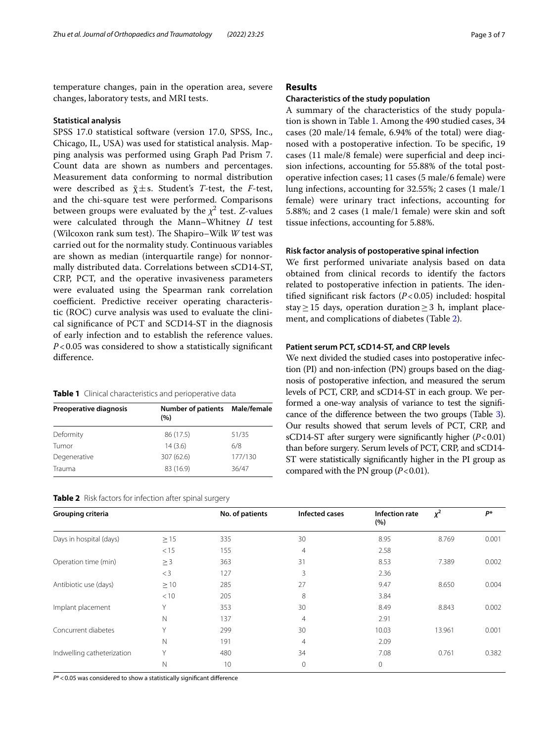temperature changes, pain in the operation area, severe changes, laboratory tests, and MRI tests.

### Statistical analysis

SPSS 17.0 statistical software (version 17.0, SPSS, Inc., Chicago, IL, USA) was used for statistical analysis. Mapping analysis was performed using Graph Pad Prism 7. Count data are shown as numbers and percentages. Measurement data conforming to normal distribution were described as $\bar{\chi} \pm s$. Student's *T*-test, the *F*-test, and the chi-square test were performed. Comparisons between groups were evaluated by the $\chi^2$ test. *Z*-values were calculated through the Mann–Whitney *U* test (Wilcoxon rank sum test). The Shapiro–Wilk *W* test was carried out for the normality study. Continuous variables are shown as median (interquartile range) for nonnormally distributed data. Correlations between sCD14-ST, CRP, PCT, and the operative invasiveness parameters were evaluated using the Spearman rank correlation coefficient. Predictive receiver operating characteristic (ROC) curve analysis was used to evaluate the clinical significance of PCT and SCD14-ST in the diagnosis of early infection and to establish the reference values. $P < 0.05$ was considered to show a statistically significant difference.

**Table 1** Clinical characteristics and perioperative data

| Preoperative diagnosis | Number of patients (%) | Male/female |
|---|---|---|
| Deformity | 86 (17.5) | 51/35 |
| Tumor | 14 (3.6) | 6/8 |
| Degenerative | 307 (62.6) | 177/130 |
| Trauma | 83 (16.9) | 36/47 |

## Results

### Characteristics of the study population

A summary of the characteristics of the study population is shown in Table 1. Among the 490 studied cases, 34 cases (20 male/14 female, 6.94% of the total) were diagnosed with a postoperative infection. To be specific, 19 cases (11 male/8 female) were superficial and deep incision infections, accounting for 55.88% of the total postoperative infection cases; 11 cases (5 male/6 female) were lung infections, accounting for 32.55%; 2 cases (1 male/1 female) were urinary tract infections, accounting for 5.88%; and 2 cases (1 male/1 female) were skin and soft tissue infections, accounting for 5.88%.

### Risk factor analysis of postoperative spinal infection

We first performed univariate analysis based on data obtained from clinical records to identify the factors related to postoperative infection in patients. The identified significant risk factors ($P < 0.05$) included: hospital stay ≥ 15 days, operation duration ≥ 3 h, implant placement, and complications of diabetes (Table 2).

### Patient serum PCT, sCD14-ST, and CRP levels

We next divided the studied cases into postoperative infection (PI) and non-infection (PN) groups based on the diagnosis of postoperative infection, and measured the serum levels of PCT, CRP, and sCD14-ST in each group. We performed a one-way analysis of variance to test the significance of the difference between the two groups (Table 3). Our results showed that serum levels of PCT, CRP, and sCD14-ST after surgery were significantly higher ($P < 0.01$) than before surgery. Serum levels of PCT, CRP, and sCD14-ST were statistically significantly higher in the PI group as compared with the PN group ($P < 0.01$).

**Table 2** Risk factors for infection after spinal surgery

| Grouping criteria | | No. of patients | Infected cases | Infection rate (%) | $\chi^2$ | $P$* |
|---|---|---|---|---|---|---|
| Days in hospital (days) | ≥ 15 | 335 | 30 | 8.95 | 8.769 | 0.001 |
| | < 15 | 155 | 4 | 2.58 | | |
| Operation time (min) | ≥ 3 | 363 | 31 | 8.53 | 7.389 | 0.002 |
| | < 3 | 127 | 3 | 2.36 | | |
| Antibiotic use (days) | ≥ 10 | 285 | 27 | 9.47 | 8.650 | 0.004 |
| | < 10 | 205 | 8 | 3.84 | | |
| Implant placement | Y | 353 | 30 | 8.49 | 8.843 | 0.002 |
| | N | 137 | 4 | 2.91 | | |
| Concurrent diabetes | Y | 299 | 30 | 10.03 | 13.961 | 0.001 |
| | N | 191 | 4 | 2.09 | | |
| Indwelling catheterization | Y | 480 | 34 | 7.08 | 0.761 | 0.382 |
| | N | 10 | 0 | 0 | | |

$P$* < 0.05 was considered to show a statistically significant difference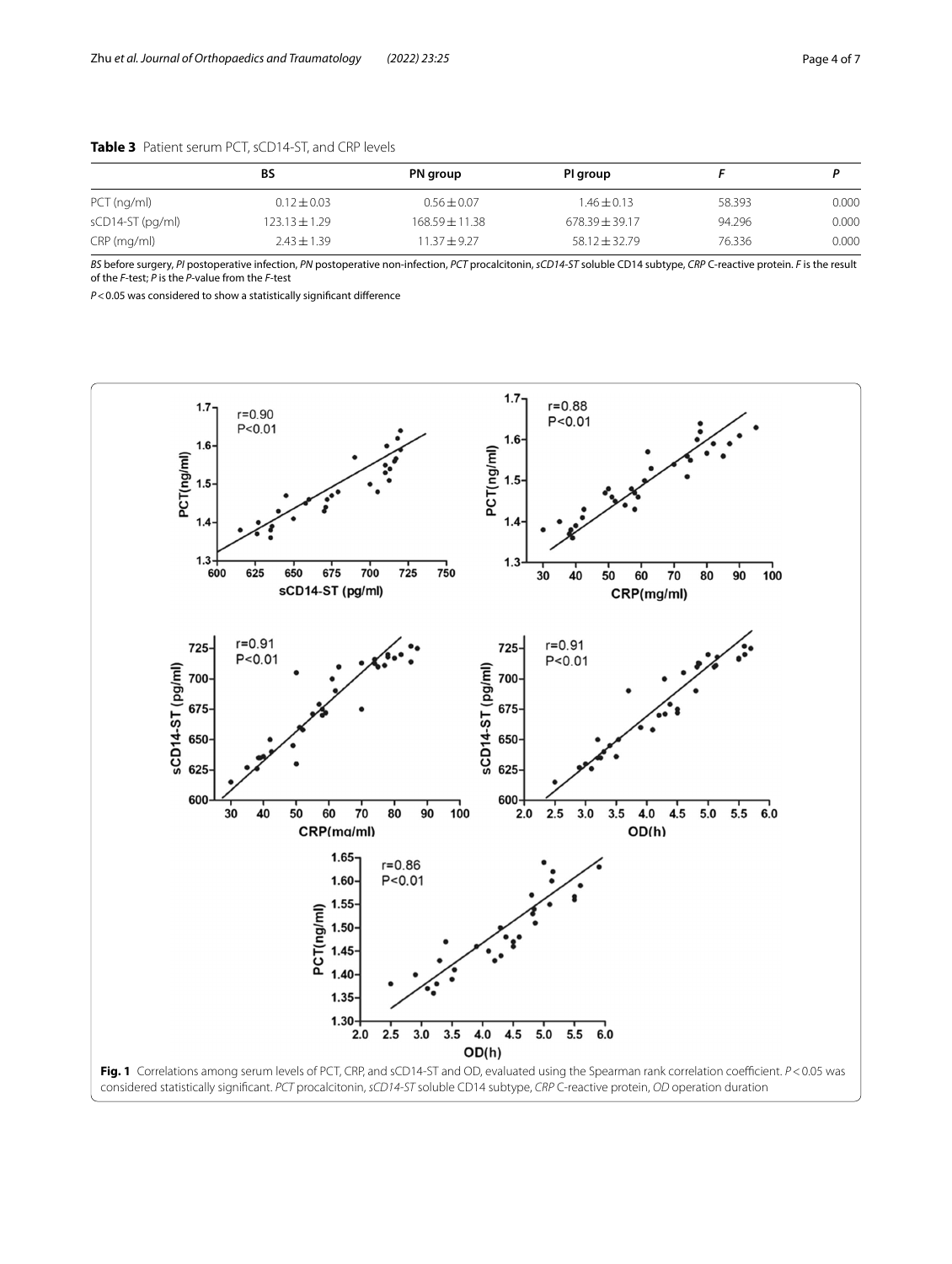**Table 3** Patient serum PCT, sCD14-ST, and CRP levels

| | BS | PN group | PI group | *F* | *P* |
|---|---|---|---|---|---|
| PCT (ng/ml) | 0.12 ± 0.03 | 0.56 ± 0.07 | 1.46 ± 0.13 | 58.393 | 0.000 |
| sCD14-ST (pg/ml) | 123.13 ± 1.29 | 168.59 ± 11.38 | 678.39 ± 39.17 | 94.296 | 0.000 |
| CRP (mg/ml) | 2.43 ± 1.39 | 11.37 ± 9.27 | 58.12 ± 32.79 | 76.336 | 0.000 |

*BS* before surgery, *PI* postoperative infection, *PN* postoperative non-infection, *PCT* procalcitonin, *sCD14-ST* soluble CD14 subtype, *CRP* C-reactive protein. *F* is the result of the *F*-test; *P* is the *P*-value from the *F*-test

$P < 0.05$ was considered to show a statistically significant difference

**Fig. 1** Correlations among serum levels of PCT, CRP, and sCD14-ST and OD, evaluated using the Spearman rank correlation coefficient. $P < 0.05$ was considered statistically significant. *PCT* procalcitonin, *sCD14-ST* soluble CD14 subtype, *CRP* C-reactive protein, *OD* operation duration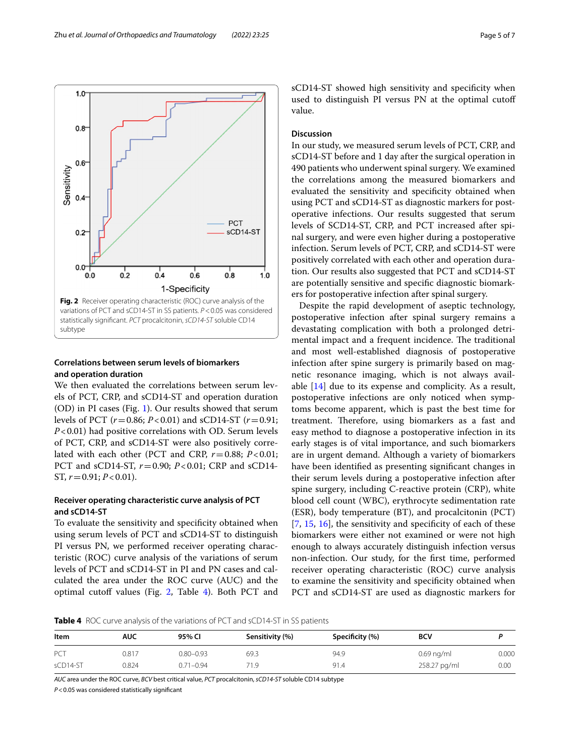**Fig. 2** Receiver operating characteristic (ROC) curve analysis of the variations of PCT and sCD14-ST in SS patients. $P<0.05$ was considered statistically significant. *PCT* procalcitonin, *sCD14-ST* soluble CD14 subtype

### Correlations between serum levels of biomarkers and operation duration

We then evaluated the correlations between serum levels of PCT, CRP, and sCD14-ST and operation duration (OD) in PI cases (Fig. 1). Our results showed that serum levels of PCT ($r=0.86$; $P<0.01$) and sCD14-ST ($r=0.91$; $P<0.01$) had positive correlations with OD. Serum levels of PCT, CRP, and sCD14-ST were also positively correlated with each other (PCT and CRP, $r=0.88$; $P<0.01$; PCT and sCD14-ST, $r=0.90$; $P<0.01$; CRP and sCD14-ST, $r=0.91$; $P<0.01$).

### Receiver operating characteristic curve analysis of PCT and sCD14-ST

To evaluate the sensitivity and specificity obtained when using serum levels of PCT and sCD14-ST to distinguish PI versus PN, we performed receiver operating characteristic (ROC) curve analysis of the variations of serum levels of PCT and sCD14-ST in PI and PN cases and calculated the area under the ROC curve (AUC) and the optimal cutoff values (Fig. 2, Table 4). Both PCT and sCD14-ST showed high sensitivity and specificity when used to distinguish PI versus PN at the optimal cutoff value.

## Discussion

In our study, we measured serum levels of PCT, CRP, and sCD14-ST before and 1 day after the surgical operation in 490 patients who underwent spinal surgery. We examined the correlations among the measured biomarkers and evaluated the sensitivity and specificity obtained when using PCT and sCD14-ST as diagnostic markers for postoperative infections. Our results suggested that serum levels of SCD14-ST, CRP, and PCT increased after spinal surgery, and were even higher during a postoperative infection. Serum levels of PCT, CRP, and sCD14-ST were positively correlated with each other and operation duration. Our results also suggested that PCT and sCD14-ST are potentially sensitive and specific diagnostic biomarkers for postoperative infection after spinal surgery.

Despite the rapid development of aseptic technology, postoperative infection after spinal surgery remains a devastating complication with both a prolonged detrimental impact and a frequent incidence. The traditional and most well-established diagnosis of postoperative infection after spine surgery is primarily based on magnetic resonance imaging, which is not always available [14] due to its expense and complicity. As a result, postoperative infections are only noticed when symptoms become apparent, which is past the best time for treatment. Therefore, using biomarkers as a fast and easy method to diagnose a postoperative infection in its early stages is of vital importance, and such biomarkers are in urgent demand. Although a variety of biomarkers have been identified as presenting significant changes in their serum levels during a postoperative infection after spine surgery, including C-reactive protein (CRP), white blood cell count (WBC), erythrocyte sedimentation rate (ESR), body temperature (BT), and procalcitonin (PCT) [7, 15, 16], the sensitivity and specificity of each of these biomarkers were either not examined or were not high enough to always accurately distinguish infection versus non-infection. Our study, for the first time, performed receiver operating characteristic (ROC) curve analysis to examine the sensitivity and specificity obtained when PCT and sCD14-ST are used as diagnostic markers for

**Table 4** ROC curve analysis of the variations of PCT and sCD14-ST in SS patients

| Item | AUC | 95% CI | Sensitivity (%) | Specificity (%) | BCV | P |
|---|---|---|---|---|---|---|
| PCT | 0.817 | 0.80–0.93 | 69.3 | 94.9 | 0.69 ng/ml | 0.000 |
| sCD14-ST | 0.824 | 0.71–0.94 | 71.9 | 91.4 | 258.27 pg/ml | 0.00 |

*AUC* area under the ROC curve, *BCV* best critical value, *PCT* procalcitonin, *sCD14-ST* soluble CD14 subtype

$P<0.05$ was considered statistically significant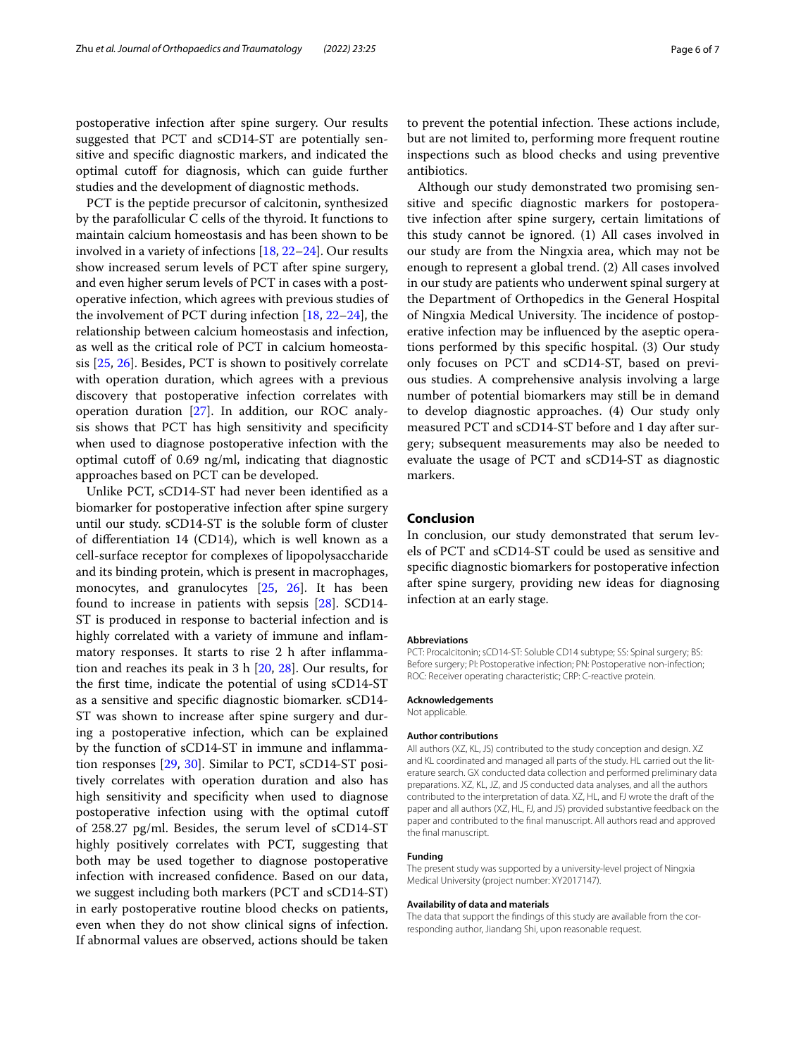postoperative infection after spine surgery. Our results suggested that PCT and sCD14-ST are potentially sensitive and specific diagnostic markers, and indicated the optimal cutoff for diagnosis, which can guide further studies and the development of diagnostic methods.

PCT is the peptide precursor of calcitonin, synthesized by the parafollicular C cells of the thyroid. It functions to maintain calcium homeostasis and has been shown to be involved in a variety of infections [18, 22–24]. Our results show increased serum levels of PCT after spine surgery, and even higher serum levels of PCT in cases with a postoperative infection, which agrees with previous studies of the involvement of PCT during infection [18, 22–24], the relationship between calcium homeostasis and infection, as well as the critical role of PCT in calcium homeostasis [25, 26]. Besides, PCT is shown to positively correlate with operation duration, which agrees with a previous discovery that postoperative infection correlates with operation duration [27]. In addition, our ROC analysis shows that PCT has high sensitivity and specificity when used to diagnose postoperative infection with the optimal cutoff of 0.69 ng/ml, indicating that diagnostic approaches based on PCT can be developed.

Unlike PCT, sCD14-ST had never been identified as a biomarker for postoperative infection after spine surgery until our study. sCD14-ST is the soluble form of cluster of differentiation 14 (CD14), which is well known as a cell-surface receptor for complexes of lipopolysaccharide and its binding protein, which is present in macrophages, monocytes, and granulocytes [25, 26]. It has been found to increase in patients with sepsis [28]. SCD14-ST is produced in response to bacterial infection and is highly correlated with a variety of immune and inflammatory responses. It starts to rise 2 h after inflammation and reaches its peak in 3 h [20, 28]. Our results, for the first time, indicate the potential of using sCD14-ST as a sensitive and specific diagnostic biomarker. sCD14-ST was shown to increase after spine surgery and during a postoperative infection, which can be explained by the function of sCD14-ST in immune and inflammation responses [29, 30]. Similar to PCT, sCD14-ST positively correlates with operation duration and also has high sensitivity and specificity when used to diagnose postoperative infection using with the optimal cutoff of 258.27 pg/ml. Besides, the serum level of sCD14-ST highly positively correlates with PCT, suggesting that both may be used together to diagnose postoperative infection with increased confidence. Based on our data, we suggest including both markers (PCT and sCD14-ST) in early postoperative routine blood checks on patients, even when they do not show clinical signs of infection. If abnormal values are observed, actions should be taken to prevent the potential infection. These actions include, but are not limited to, performing more frequent routine inspections such as blood checks and using preventive antibiotics.

Although our study demonstrated two promising sensitive and specific diagnostic markers for postoperative infection after spine surgery, certain limitations of this study cannot be ignored. (1) All cases involved in our study are from the Ningxia area, which may not be enough to represent a global trend. (2) All cases involved in our study are patients who underwent spinal surgery at the Department of Orthopedics in the General Hospital of Ningxia Medical University. The incidence of postoperative infection may be influenced by the aseptic operations performed by this specific hospital. (3) Our study only focuses on PCT and sCD14-ST, based on previous studies. A comprehensive analysis involving a large number of potential biomarkers may still be in demand to develop diagnostic approaches. (4) Our study only measured PCT and sCD14-ST before and 1 day after surgery; subsequent measurements may also be needed to evaluate the usage of PCT and sCD14-ST as diagnostic markers.

## Conclusion

In conclusion, our study demonstrated that serum levels of PCT and sCD14-ST could be used as sensitive and specific diagnostic biomarkers for postoperative infection after spine surgery, providing new ideas for diagnosing infection at an early stage.

#### Abbreviations

PCT: Procalcitonin; sCD14-ST: Soluble CD14 subtype; SS: Spinal surgery; BS: Before surgery; PI: Postoperative infection; PN: Postoperative non-infection; ROC: Receiver operating characteristic; CRP: C-reactive protein.

#### Acknowledgements

Not applicable.

#### Author contributions

All authors (XZ, KL, JS) contributed to the study conception and design. XZ and KL coordinated and managed all parts of the study. HL carried out the literature search. GX conducted data collection and performed preliminary data preparations. XZ, KL, JZ, and JS conducted data analyses, and all the authors contributed to the interpretation of data. XZ, HL, and FJ wrote the draft of the paper and all authors (XZ, HL, FJ, and JS) provided substantive feedback on the paper and contributed to the final manuscript. All authors read and approved the final manuscript.

#### Funding

The present study was supported by a university-level project of Ningxia Medical University (project number: XY2017147).

#### Availability of data and materials

The data that support the findings of this study are available from the corresponding author, Jiandang Shi, upon reasonable request.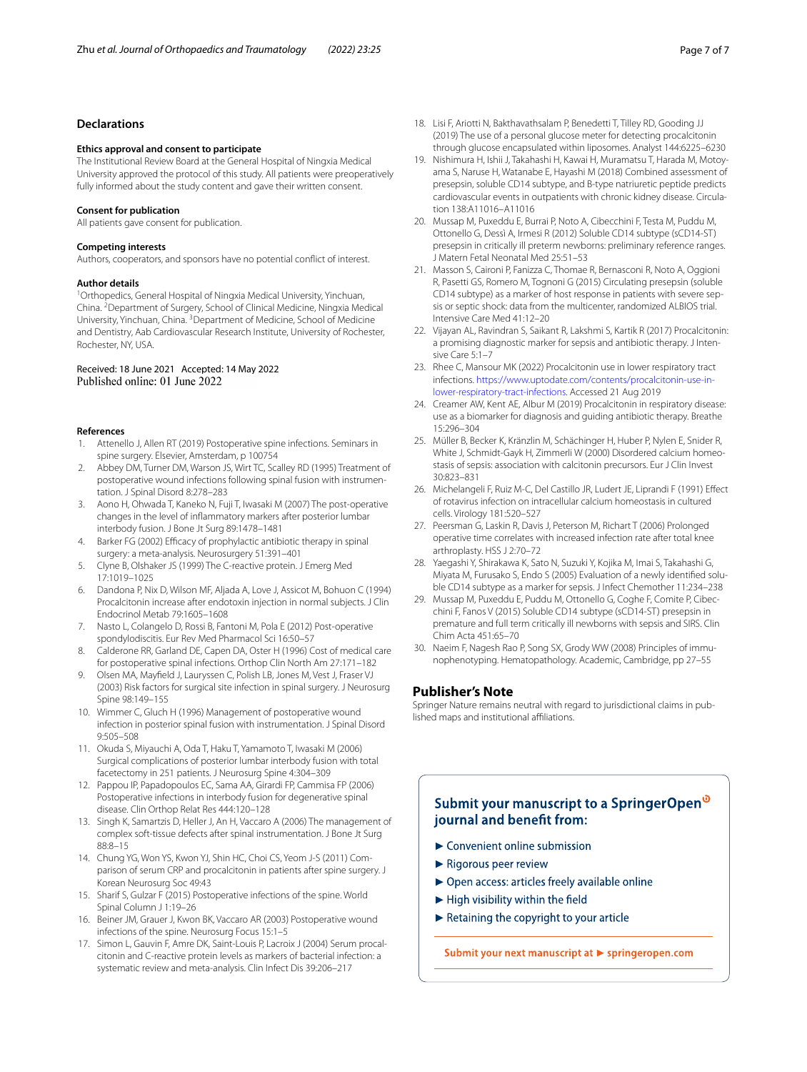## Declarations

### Ethics approval and consent to participate

The Institutional Review Board at the General Hospital of Ningxia Medical University approved the protocol of this study. All patients were preoperatively fully informed about the study content and gave their written consent.

### Consent for publication

All patients gave consent for publication.

### Competing interests

Authors, cooperators, and sponsors have no potential conflict of interest.

### Author details

[1]Orthopedics, General Hospital of Ningxia Medical University, Yinchuan, China. [2]Department of Surgery, School of Clinical Medicine, Ningxia Medical University, Yinchuan, China. [3]Department of Medicine, School of Medicine and Dentistry, Aab Cardiovascular Research Institute, University of Rochester, Rochester, NY, USA.

Received: 18 June 2021 Accepted: 14 May 2022
Published online: 01 June 2022

## References

1. Attenello J, Allen RT (2019) Postoperative spine infections. Seminars in spine surgery. Elsevier, Amsterdam, p 100754
2. Abbey DM, Turner DM, Warson JS, Wirt TC, Scalley RD (1995) Treatment of postoperative wound infections following spinal fusion with instrumentation. J Spinal Disord 8:278–283
3. Aono H, Ohwada T, Kaneko N, Fuji T, Iwasaki M (2007) The post-operative changes in the level of inflammatory markers after posterior lumbar interbody fusion. J Bone Jt Surg 89:1478–1481
4. Barker FG (2002) Efficacy of prophylactic antibiotic therapy in spinal surgery: a meta-analysis. Neurosurgery 51:391–401
5. Clyne B, Olshaker JS (1999) The C-reactive protein. J Emerg Med 17:1019–1025
6. Dandona P, Nix D, Wilson MF, Aljada A, Love J, Assicot M, Bohuon C (1994) Procalcitonin increase after endotoxin injection in normal subjects. J Clin Endocrinol Metab 79:1605–1608
7. Nasto L, Colangelo D, Rossi B, Fantoni M, Pola E (2012) Post-operative spondylodiscitis. Eur Rev Med Pharmacol Sci 16:50–57
8. Calderone RR, Garland DE, Capen DA, Oster H (1996) Cost of medical care for postoperative spinal infections. Orthop Clin North Am 27:171–182
9. Olsen MA, Mayfield J, Lauryssen C, Polish LB, Jones M, Vest J, Fraser VJ (2003) Risk factors for surgical site infection in spinal surgery. J Neurosurg Spine 98:149–155
10. Wimmer C, Gluch H (1996) Management of postoperative wound infection in posterior spinal fusion with instrumentation. J Spinal Disord 9:505–508
11. Okuda S, Miyauchi A, Oda T, Haku T, Yamamoto T, Iwasaki M (2006) Surgical complications of posterior lumbar interbody fusion with total facetectomy in 251 patients. J Neurosurg Spine 4:304–309
12. Pappou IP, Papadopoulos EC, Sama AA, Girardi FP, Cammisa FP (2006) Postoperative infections in interbody fusion for degenerative spinal disease. Clin Orthop Relat Res 444:120–128
13. Singh K, Samartzis D, Heller J, An H, Vaccaro A (2006) The management of complex soft-tissue defects after spinal instrumentation. J Bone Jt Surg 88:8–15
14. Chung YG, Won YS, Kwon YJ, Shin HC, Choi CS, Yeom J-S (2011) Comparison of serum CRP and procalcitonin in patients after spine surgery. J Korean Neurosurg Soc 49:43
15. Sharif S, Gulzar F (2015) Postoperative infections of the spine. World Spinal Column J 1:19–26
16. Beiner JM, Grauer J, Kwon BK, Vaccaro AR (2003) Postoperative wound infections of the spine. Neurosurg Focus 15:1–5
17. Simon L, Gauvin F, Amre DK, Saint-Louis P, Lacroix J (2004) Serum procalcitonin and C-reactive protein levels as markers of bacterial infection: a systematic review and meta-analysis. Clin Infect Dis 39:206–217
18. Lisi F, Ariotti N, Bakthavathsalam P, Benedetti T, Tilley RD, Gooding JJ (2019) The use of a personal glucose meter for detecting procalcitonin through glucose encapsulated within liposomes. Analyst 144:6225–6230
19. Nishimura H, Ishii J, Takahashi H, Kawai H, Muramatsu T, Harada M, Motoyama S, Naruse H, Watanabe E, Hayashi M (2018) Combined assessment of presepsin, soluble CD14 subtype, and B-type natriuretic peptide predicts cardiovascular events in outpatients with chronic kidney disease. Circulation 138:A11016–A11016
20. Mussap M, Puxeddu E, Burrai P, Noto A, Cibecchini F, Testa M, Puddu M, Ottonello G, Dessì A, Irmesi R (2012) Soluble CD14 subtype (sCD14-ST) presepsin in critically ill preterm newborns: preliminary reference ranges. J Matern Fetal Neonatal Med 25:51–53
21. Masson S, Caironi P, Fanizza C, Thomae R, Bernasconi R, Noto A, Oggioni R, Pasetti GS, Romero M, Tognoni G (2015) Circulating presepsin (soluble CD14 subtype) as a marker of host response in patients with severe sepsis or septic shock: data from the multicenter, randomized ALBIOS trial. Intensive Care Med 41:12–20
22. Vijayan AL, Ravindran S, Saikant R, Lakshmi S, Kartik R (2017) Procalcitonin: a promising diagnostic marker for sepsis and antibiotic therapy. J Intensive Care 5:1–7
23. Rhee C, Mansour MK (2022) Procalcitonin use in lower respiratory tract infections. https://www.uptodate.com/contents/procalcitonin-use-in-lower-respiratory-tract-infections. Accessed 21 Aug 2019
24. Creamer AW, Kent AE, Albur M (2019) Procalcitonin in respiratory disease: use as a biomarker for diagnosis and guiding antibiotic therapy. Breathe 15:296–304
25. Müller B, Becker K, Kränzlin M, Schächinger H, Huber P, Nylen E, Snider R, White J, Schmidt-Gayk H, Zimmerli W (2000) Disordered calcium homeostasis of sepsis: association with calcitonin precursors. Eur J Clin Invest 30:823–831
26. Michelangeli F, Ruiz M-C, Del Castillo JR, Ludert JE, Liprandi F (1991) Effect of rotavirus infection on intracellular calcium homeostasis in cultured cells. Virology 181:520–527
27. Peersman G, Laskin R, Davis J, Peterson M, Richart T (2006) Prolonged operative time correlates with increased infection rate after total knee arthroplasty. HSS J 2:70–72
28. Yaegashi Y, Shirakawa K, Sato N, Suzuki Y, Kojika M, Imai S, Takahashi G, Miyata M, Furusako S, Endo S (2005) Evaluation of a newly identified soluble CD14 subtype as a marker for sepsis. J Infect Chemother 11:234–238
29. Mussap M, Puxeddu E, Puddu M, Ottonello G, Coghe F, Comite P, Cibecchini F, Fanos V (2015) Soluble CD14 subtype (sCD14-ST) presepsin in premature and full term critically ill newborns with sepsis and SIRS. Clin Chim Acta 451:65–70
30. Naeim F, Nagesh Rao P, Song SX, Grody WW (2008) Principles of immunophenotyping. Hematopathology. Academic, Cambridge, pp 27–55

## Publisher's Note

Springer Nature remains neutral with regard to jurisdictional claims in published maps and institutional affiliations.

**Submit your manuscript to a SpringerOpen journal and benefit from:**

- Convenient online submission
- Rigorous peer review
- Open access: articles freely available online
- High visibility within the field
- Retaining the copyright to your article

**Submit your next manuscript at ▶ springeropen.com**